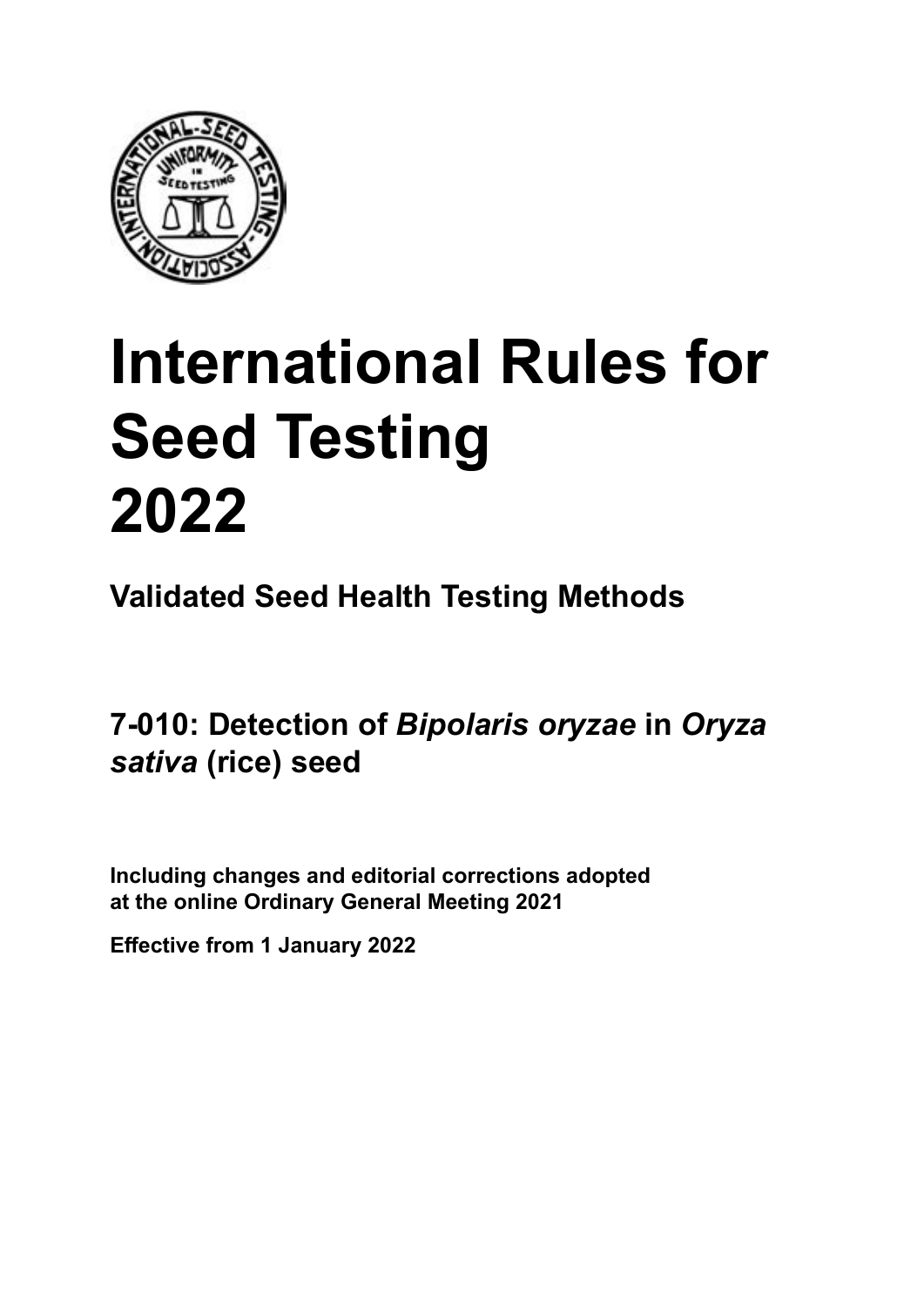# International Rules for Seed Testing 2022

## Validated Seed Health Testing Methods

## 7-010: Detection of *Bipolaris oryzae* in *Oryza sativa* (rice) seed

**Including changes and editorial corrections adopted at the online Ordinary General Meeting 2021**

**Effective from 1 January 2022**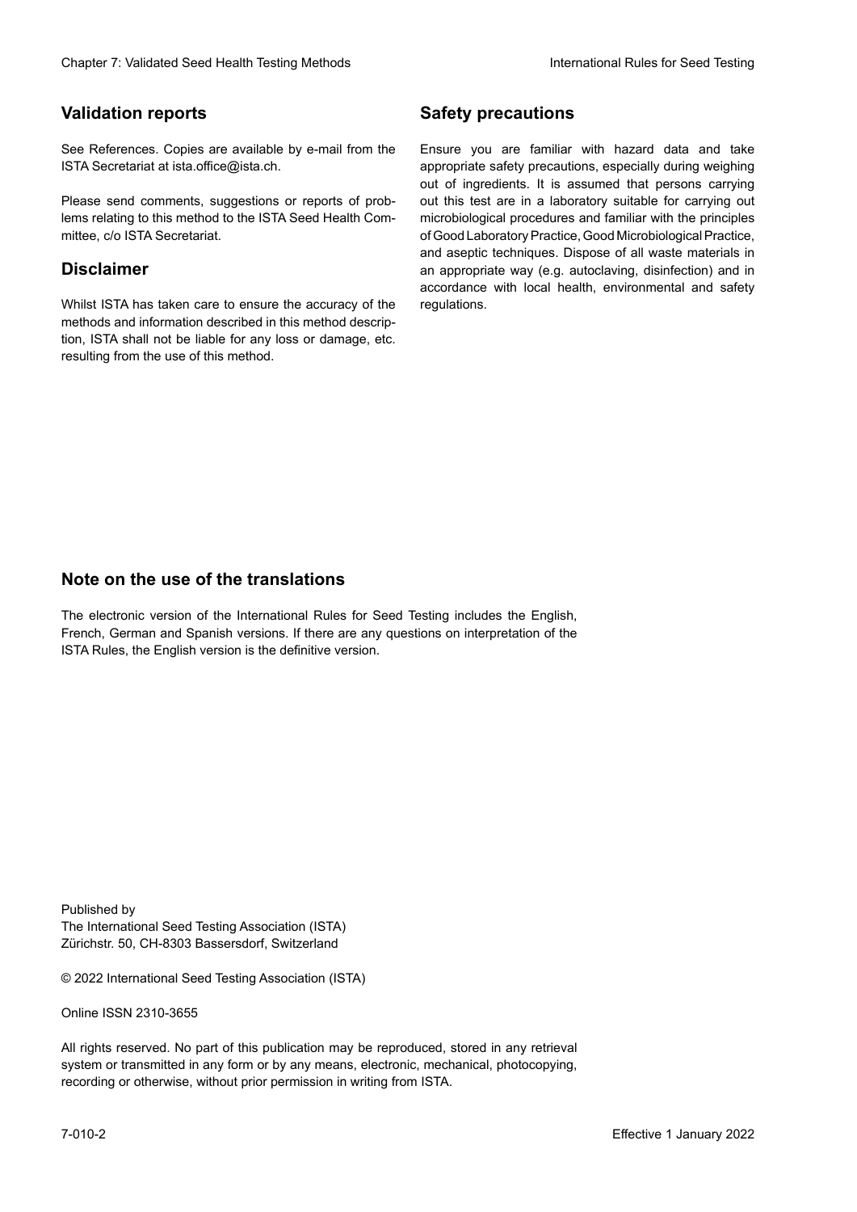## Validation reports

See References. Copies are available by e-mail from the ISTA Secretariat at ista.office@ista.ch.

Please send comments, suggestions or reports of problems relating to this method to the ISTA Seed Health Committee, c/o ISTA Secretariat.

## Disclaimer

Whilst ISTA has taken care to ensure the accuracy of the methods and information described in this method description, ISTA shall not be liable for any loss or damage, etc. resulting from the use of this method.

## Safety precautions

Ensure you are familiar with hazard data and take appropriate safety precautions, especially during weighing out of ingredients. It is assumed that persons carrying out this test are in a laboratory suitable for carrying out microbiological procedures and familiar with the principles of Good Laboratory Practice, Good Microbiological Practice, and aseptic techniques. Dispose of all waste materials in an appropriate way (e.g. autoclaving, disinfection) and in accordance with local health, environmental and safety regulations.

## Note on the use of the translations

The electronic version of the International Rules for Seed Testing includes the English, French, German and Spanish versions. If there are any questions on interpretation of the ISTA Rules, the English version is the definitive version.

Published by
The International Seed Testing Association (ISTA)
Zürichstr. 50, CH-8303 Bassersdorf, Switzerland

© 2022 International Seed Testing Association (ISTA)

Online ISSN 2310-3655

All rights reserved. No part of this publication may be reproduced, stored in any retrieval system or transmitted in any form or by any means, electronic, mechanical, photocopying, recording or otherwise, without prior permission in writing from ISTA.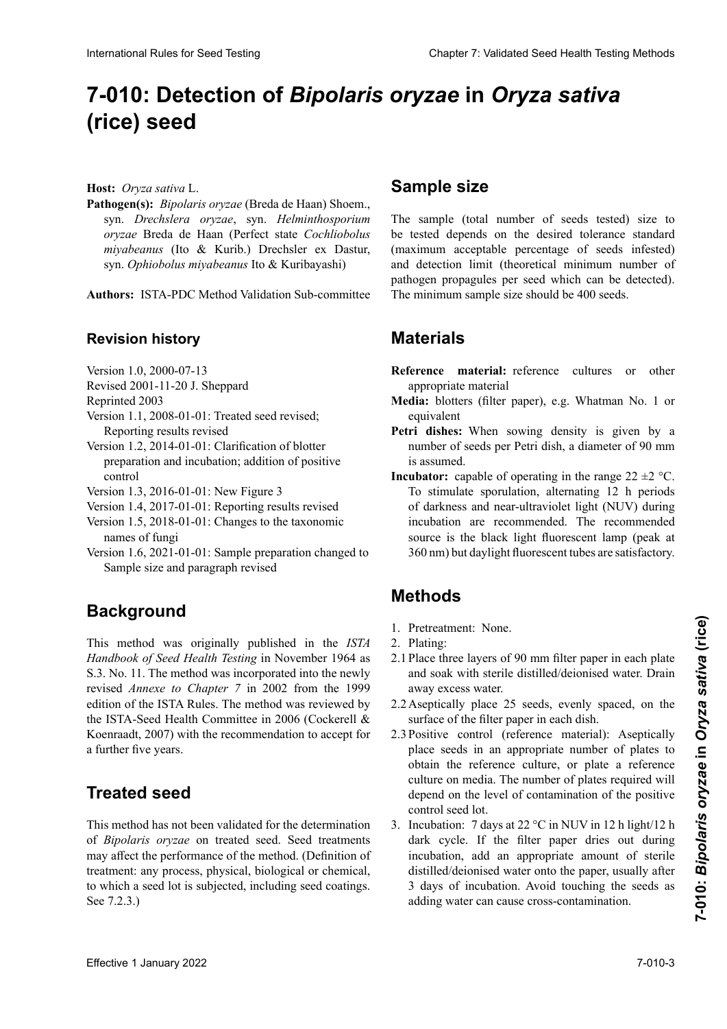# 7-010: Detection of *Bipolaris oryzae* in *Oryza sativa* (rice) seed

**Host:** *Oryza sativa* L.

**Pathogen(s):** *Bipolaris oryzae* (Breda de Haan) Shoem., syn. *Drechslera oryzae*, syn. *Helminthosporium oryzae* Breda de Haan (Perfect state *Cochliobolus miyabeanus* (Ito & Kurib.) Drechsler ex Dastur, syn. *Ophiobolus miyabeanus* Ito & Kuribayashi)

**Authors:** ISTA-PDC Method Validation Sub-committee

## Revision history

Version 1.0, 2000-07-13
Revised 2001-11-20 J. Sheppard
Reprinted 2003
Version 1.1, 2008-01-01: Treated seed revised; Reporting results revised
Version 1.2, 2014-01-01: Clarification of blotter preparation and incubation; addition of positive control
Version 1.3, 2016-01-01: New Figure 3
Version 1.4, 2017-01-01: Reporting results revised
Version 1.5, 2018-01-01: Changes to the taxonomic names of fungi
Version 1.6, 2021-01-01: Sample preparation changed to Sample size and paragraph revised

## Background

This method was originally published in the *ISTA Handbook of Seed Health Testing* in November 1964 as S.3. No. 11. The method was incorporated into the newly revised *Annexe to Chapter 7* in 2002 from the 1999 edition of the ISTA Rules. The method was reviewed by the ISTA-Seed Health Committee in 2006 (Cockerell & Koenraadt, 2007) with the recommendation to accept for a further five years.

## Treated seed

This method has not been validated for the determination of *Bipolaris oryzae* on treated seed. Seed treatments may affect the performance of the method. (Definition of treatment: any process, physical, biological or chemical, to which a seed lot is subjected, including seed coatings. See 7.2.3.)

## Sample size

The sample (total number of seeds tested) size to be tested depends on the desired tolerance standard (maximum acceptable percentage of seeds infested) and detection limit (theoretical minimum number of pathogen propagules per seed which can be detected). The minimum sample size should be 400 seeds.

## Materials

**Reference material:** reference cultures or other appropriate material

**Media:** blotters (filter paper), e.g. Whatman No. 1 or equivalent

**Petri dishes:** When sowing density is given by a number of seeds per Petri dish, a diameter of 90 mm is assumed.

**Incubator:** capable of operating in the range 22 ±2 °C. To stimulate sporulation, alternating 12 h periods of darkness and near-ultraviolet light (NUV) during incubation are recommended. The recommended source is the black light fluorescent lamp (peak at 360 nm) but daylight fluorescent tubes are satisfactory.

## Methods

1. Pretreatment: None.
2. Plating:

2.1 Place three layers of 90 mm filter paper in each plate and soak with sterile distilled/deionised water. Drain away excess water.

2.2 Aseptically place 25 seeds, evenly spaced, on the surface of the filter paper in each dish.

2.3 Positive control (reference material): Aseptically place seeds in an appropriate number of plates to obtain the reference culture, or plate a reference culture on media. The number of plates required will depend on the level of contamination of the positive control seed lot.

3. Incubation: 7 days at 22 °C in NUV in 12 h light/12 h dark cycle. If the filter paper dries out during incubation, add an appropriate amount of sterile distilled/deionised water onto the paper, usually after 3 days of incubation. Avoid touching the seeds as adding water can cause cross-contamination.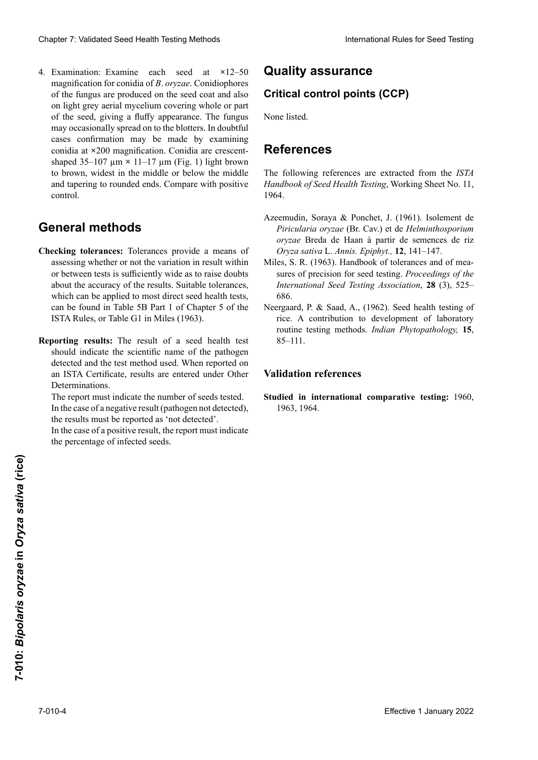4. Examination: Examine each seed at ×12–50 magnification for conidia of *B. oryzae*. Conidiophores of the fungus are produced on the seed coat and also on light grey aerial mycelium covering whole or part of the seed, giving a fluffy appearance. The fungus may occasionally spread on to the blotters. In doubtful cases confirmation may be made by examining conidia at ×200 magnification. Conidia are crescent-shaped 35–107 µm × 11–17 µm (Fig. 1) light brown to brown, widest in the middle or below the middle and tapering to rounded ends. Compare with positive control.

# General methods

**Checking tolerances:** Tolerances provide a means of assessing whether or not the variation in result within or between tests is sufficiently wide as to raise doubts about the accuracy of the results. Suitable tolerances, which can be applied to most direct seed health tests, can be found in Table 5B Part 1 of Chapter 5 of the ISTA Rules, or Table G1 in Miles (1963).

**Reporting results:** The result of a seed health test should indicate the scientific name of the pathogen detected and the test method used. When reported on an ISTA Certificate, results are entered under Other Determinations.

The report must indicate the number of seeds tested.

In the case of a negative result (pathogen not detected), the results must be reported as 'not detected'.

In the case of a positive result, the report must indicate the percentage of infected seeds.

# Quality assurance

## Critical control points (CCP)

None listed.

# References

The following references are extracted from the *ISTA Handbook of Seed Health Testing*, Working Sheet No. 11, 1964.

Azeemudin, Soraya & Ponchet, J. (1961). Isolement de *Piricularia oryzae* (Br. Cav.) et de *Helminthosporium oryzae* Breda de Haan à partir de semences de riz *Oryza sativa* L. *Annis. Epiphyt.,* **12**, 141–147.

Miles, S. R. (1963). Handbook of tolerances and of measures of precision for seed testing. *Proceedings of the International Seed Testing Association*, **28** (3), 525–686.

Neergaard, P. & Saad, A., (1962). Seed health testing of rice. A contribution to development of laboratory routine testing methods. *Indian Phytopathology,* **15**, 85–111.

## Validation references

**Studied in international comparative testing:** 1960, 1963, 1964.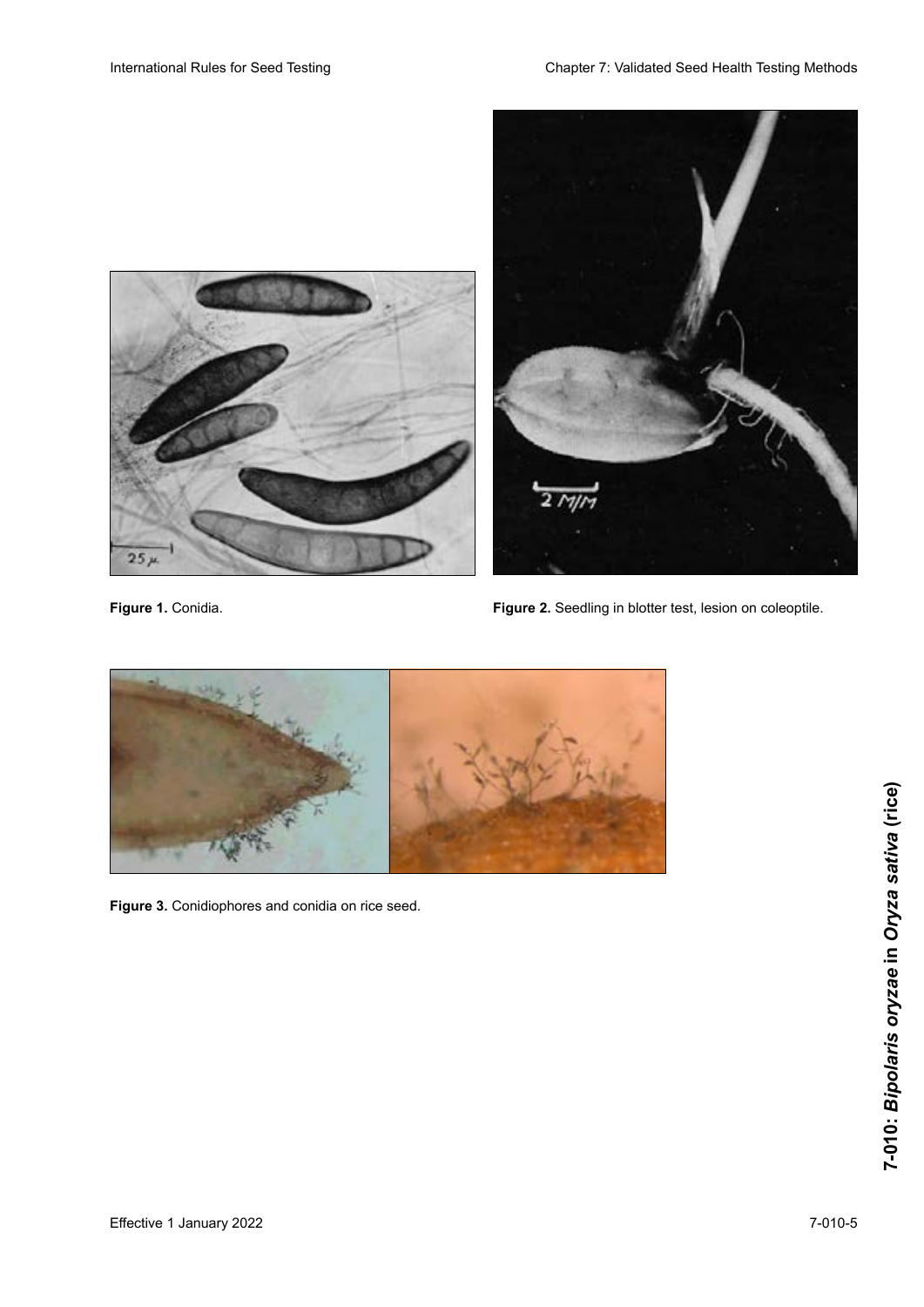Figure 1. Conidia.

Figure 2. Seedling in blotter test, lesion on coleoptile.

Figure 3. Conidiophores and conidia on rice seed.